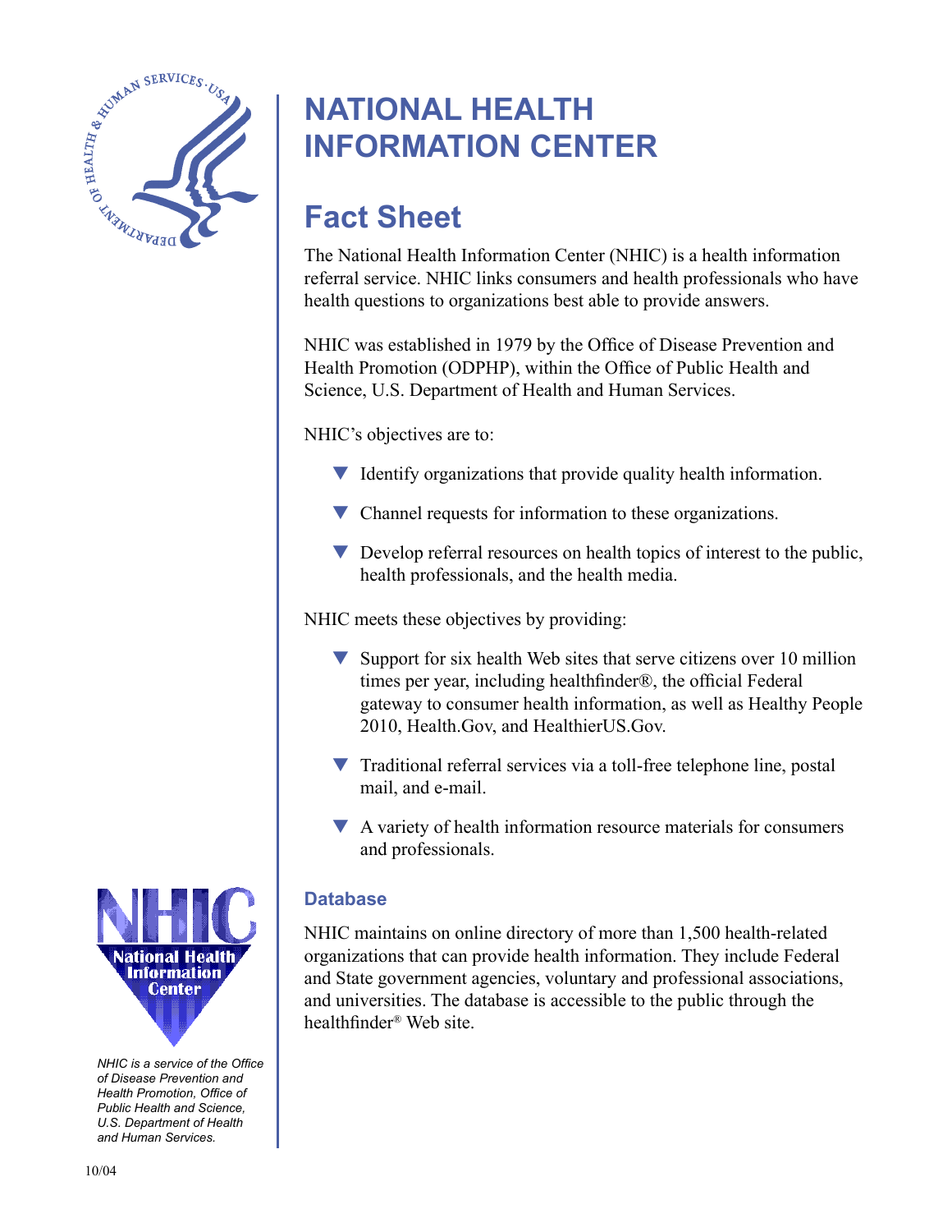# NATIONAL HEALTH INFORMATION CENTER

## Fact Sheet

The National Health Information Center (NHIC) is a health information referral service. NHIC links consumers and health professionals who have health questions to organizations best able to provide answers.

NHIC was established in 1979 by the Office of Disease Prevention and Health Promotion (ODPHP), within the Office of Public Health and Science, U.S. Department of Health and Human Services.

NHIC's objectives are to:

- Identify organizations that provide quality health information.
- Channel requests for information to these organizations.
- Develop referral resources on health topics of interest to the public, health professionals, and the health media.

NHIC meets these objectives by providing:

- Support for six health Web sites that serve citizens over 10 million times per year, including healthfinder®, the official Federal gateway to consumer health information, as well as Healthy People 2010, Health.Gov, and HealthierUS.Gov.
- Traditional referral services via a toll-free telephone line, postal mail, and e-mail.
- A variety of health information resource materials for consumers and professionals.

### Database

NHIC maintains on online directory of more than 1,500 health-related organizations that can provide health information. They include Federal and State government agencies, voluntary and professional associations, and universities. The database is accessible to the public through the healthfinder® Web site.

*NHIC is a service of the Office of Disease Prevention and Health Promotion, Office of Public Health and Science, U.S. Department of Health and Human Services.*

10/04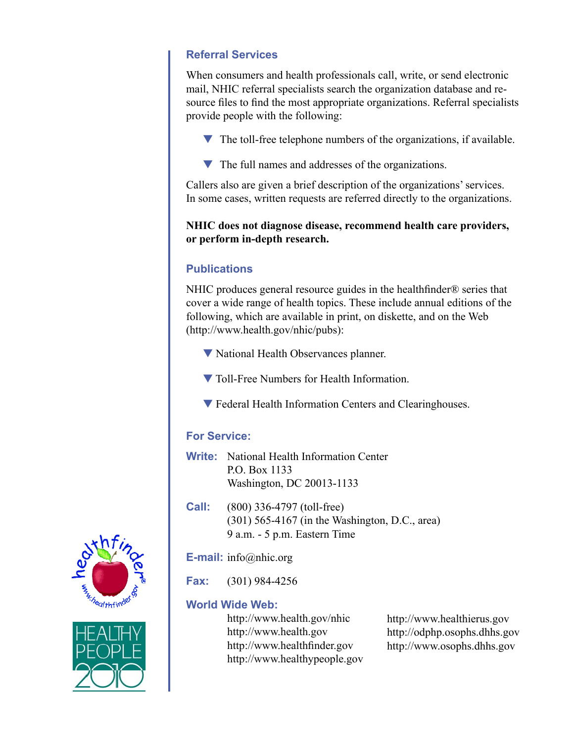## Referral Services

When consumers and health professionals call, write, or send electronic mail, NHIC referral specialists search the organization database and resource files to find the most appropriate organizations. Referral specialists provide people with the following:

- The toll-free telephone numbers of the organizations, if available.
- The full names and addresses of the organizations.

Callers also are given a brief description of the organizations' services. In some cases, written requests are referred directly to the organizations.

**NHIC does not diagnose disease, recommend health care providers, or perform in-depth research.**

## Publications

NHIC produces general resource guides in the healthfinder® series that cover a wide range of health topics. These include annual editions of the following, which are available in print, on diskette, and on the Web (http://www.health.gov/nhic/pubs):

- National Health Observances planner.
- Toll-Free Numbers for Health Information.
- Federal Health Information Centers and Clearinghouses.

## For Service:

**Write:** National Health Information Center
P.O. Box 1133
Washington, DC 20013-1133

**Call:** (800) 336-4797 (toll-free)
(301) 565-4167 (in the Washington, D.C., area)
9 a.m. - 5 p.m. Eastern Time

**E-mail:** info@nhic.org

**Fax:** (301) 984-4256

**World Wide Web:**

http://www.health.gov/nhic
http://www.health.gov
http://www.healthfinder.gov
http://www.healthypeople.gov
http://www.healthierus.gov
http://odphp.osophs.dhhs.gov
http://www.osophs.dhhs.gov

healthfinder® www.healthfinder.gov

HEALTHY PEOPLE 2010